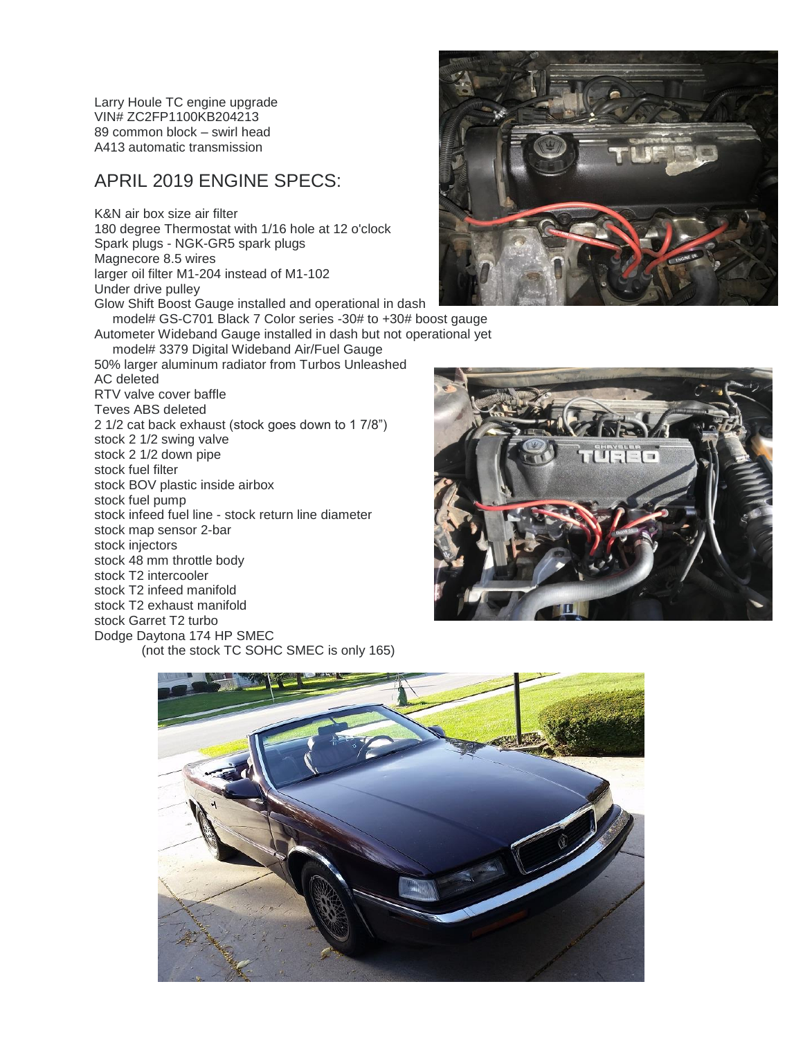Larry Houle TC engine upgrade
VIN# ZC2FP1100KB204213
89 common block – swirl head
A413 automatic transmission

## APRIL 2019 ENGINE SPECS:

K&N air box size air filter
180 degree Thermostat with 1/16 hole at 12 o'clock
Spark plugs - NGK-GR5 spark plugs
Magnecore 8.5 wires
larger oil filter M1-204 instead of M1-102
Under drive pulley
Glow Shift Boost Gauge installed and operational in dash
  model# GS-C701 Black 7 Color series -30# to +30# boost gauge
Autometer Wideband Gauge installed in dash but not operational yet
  model# 3379 Digital Wideband Air/Fuel Gauge
50% larger aluminum radiator from Turbos Unleashed
AC deleted
RTV valve cover baffle
Teves ABS deleted
2 1/2 cat back exhaust (stock goes down to 1 7/8")
stock 2 1/2 swing valve
stock 2 1/2 down pipe
stock fuel filter
stock BOV plastic inside airbox
stock fuel pump
stock infeed fuel line - stock return line diameter
stock map sensor 2-bar
stock injectors
stock 48 mm throttle body
stock T2 intercooler
stock T2 infeed manifold
stock T2 exhaust manifold
stock Garret T2 turbo
Dodge Daytona 174 HP SMEC
  (not the stock TC SOHC SMEC is only 165)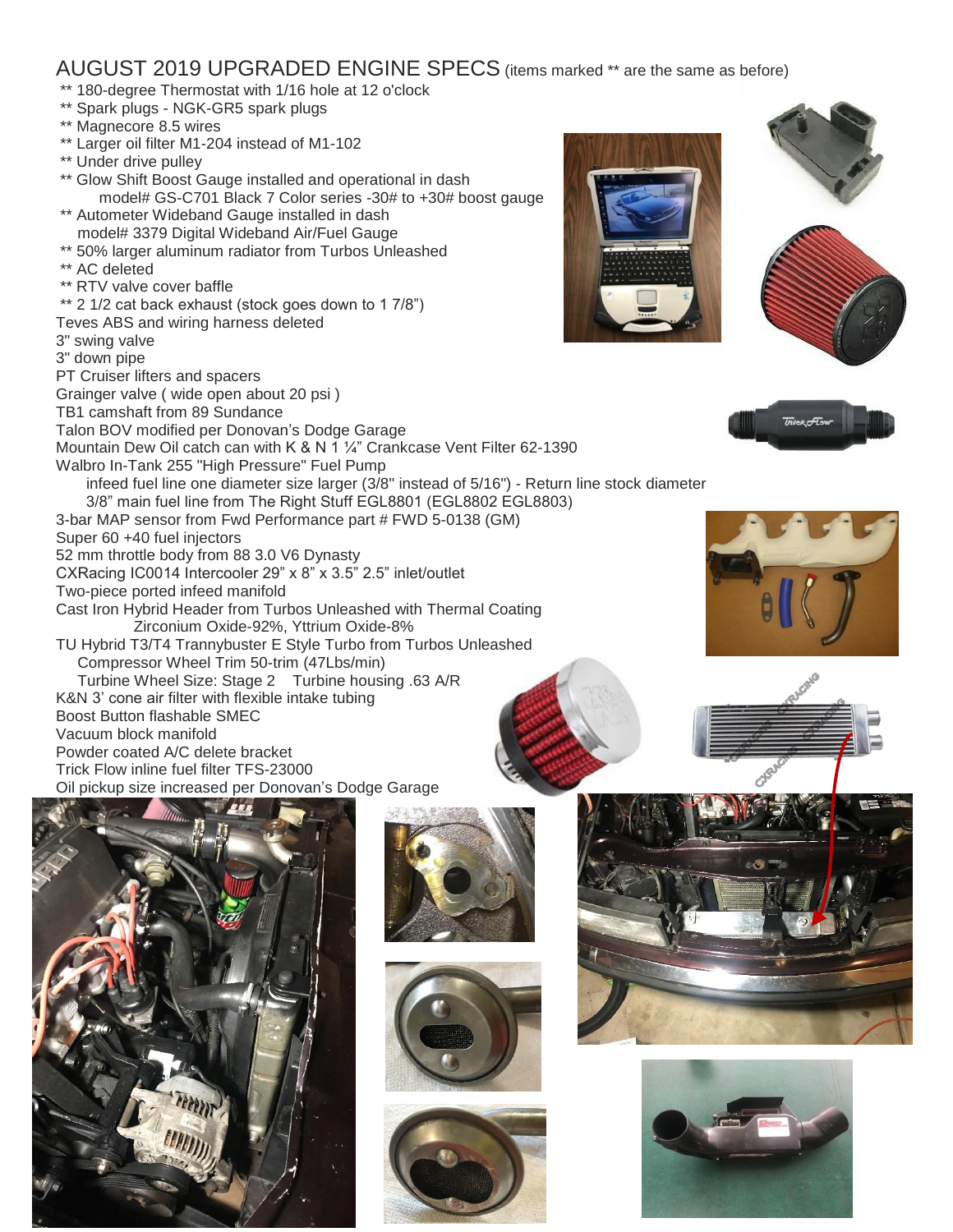## AUGUST 2019 UPGRADED ENGINE SPECS (items marked ** are the same as before)

** 180-degree Thermostat with 1/16 hole at 12 o'clock
** Spark plugs - NGK-GR5 spark plugs
** Magnecore 8.5 wires
** Larger oil filter M1-204 instead of M1-102
** Under drive pulley
** Glow Shift Boost Gauge installed and operational in dash
  model# GS-C701 Black 7 Color series -30# to +30# boost gauge
** Autometer Wideband Gauge installed in dash
  model# 3379 Digital Wideband Air/Fuel Gauge
** 50% larger aluminum radiator from Turbos Unleashed
** AC deleted
** RTV valve cover baffle
** 2 1/2 cat back exhaust (stock goes down to 1 7/8")
Teves ABS and wiring harness deleted
3" swing valve
3" down pipe
PT Cruiser lifters and spacers
Grainger valve ( wide open about 20 psi )
TB1 camshaft from 89 Sundance
Talon BOV modified per Donovan's Dodge Garage
Mountain Dew Oil catch can with K & N 1 ¼" Crankcase Vent Filter 62-1390
Walbro In-Tank 255 "High Pressure" Fuel Pump
  infeed fuel line one diameter size larger (3/8" instead of 5/16") - Return line stock diameter
  3/8" main fuel line from The Right Stuff EGL8801 (EGL8802 EGL8803)
3-bar MAP sensor from Fwd Performance part # FWD 5-0138 (GM)
Super 60 +40 fuel injectors
52 mm throttle body from 88 3.0 V6 Dynasty
CXRacing IC0014 Intercooler 29" x 8" x 3.5" 2.5" inlet/outlet
Two-piece ported infeed manifold
Cast Iron Hybrid Header from Turbos Unleashed with Thermal Coating
  Zirconium Oxide-92%, Yttrium Oxide-8%
TU Hybrid T3/T4 Trannybuster E Style Turbo from Turbos Unleashed
  Compressor Wheel Trim 50-trim (47Lbs/min)
  Turbine Wheel Size: Stage 2  Turbine housing .63 A/R
K&N 3' cone air filter with flexible intake tubing
Boost Button flashable SMEC
Vacuum block manifold
Powder coated A/C delete bracket
Trick Flow inline fuel filter TFS-23000
Oil pickup size increased per Donovan's Dodge Garage